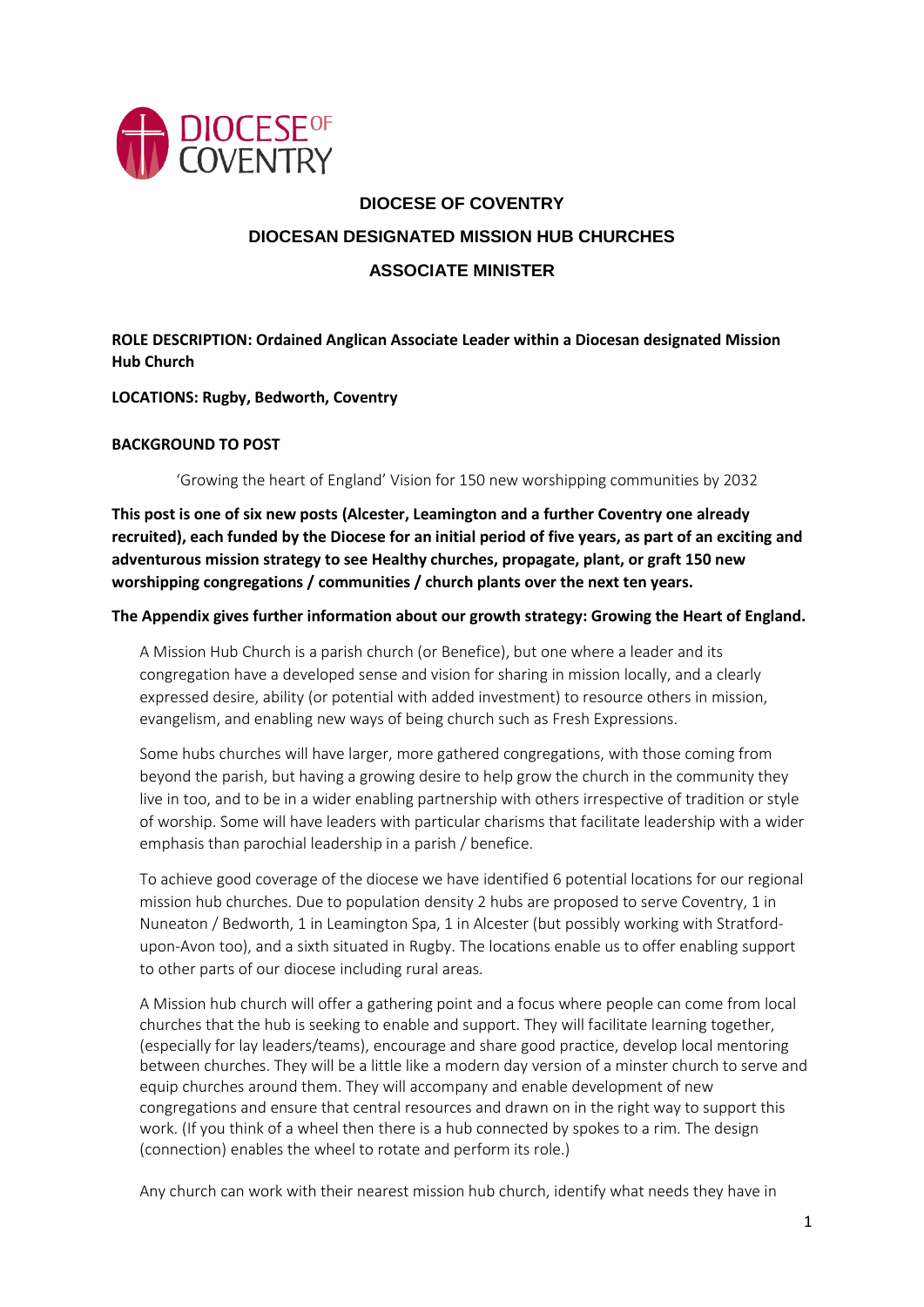DIOCESE OF COVENTRY

# DIOCESE OF COVENTRY

## DIOCESAN DESIGNATED MISSION HUB CHURCHES

## ASSOCIATE MINISTER

**ROLE DESCRIPTION: Ordained Anglican Associate Leader within a Diocesan designated Mission Hub Church**

**LOCATIONS: Rugby, Bedworth, Coventry**

**BACKGROUND TO POST**

'Growing the heart of England' Vision for 150 new worshipping communities by 2032

**This post is one of six new posts (Alcester, Leamington and a further Coventry one already recruited), each funded by the Diocese for an initial period of five years, as part of an exciting and adventurous mission strategy to see Healthy churches, propagate, plant, or graft 150 new worshipping congregations / communities / church plants over the next ten years.**

**The Appendix gives further information about our growth strategy: Growing the Heart of England.**

A Mission Hub Church is a parish church (or Benefice), but one where a leader and its congregation have a developed sense and vision for sharing in mission locally, and a clearly expressed desire, ability (or potential with added investment) to resource others in mission, evangelism, and enabling new ways of being church such as Fresh Expressions.

Some hubs churches will have larger, more gathered congregations, with those coming from beyond the parish, but having a growing desire to help grow the church in the community they live in too, and to be in a wider enabling partnership with others irrespective of tradition or style of worship. Some will have leaders with particular charisms that facilitate leadership with a wider emphasis than parochial leadership in a parish / benefice.

To achieve good coverage of the diocese we have identified 6 potential locations for our regional mission hub churches. Due to population density 2 hubs are proposed to serve Coventry, 1 in Nuneaton / Bedworth, 1 in Leamington Spa, 1 in Alcester (but possibly working with Stratford-upon-Avon too), and a sixth situated in Rugby. The locations enable us to offer enabling support to other parts of our diocese including rural areas.

A Mission hub church will offer a gathering point and a focus where people can come from local churches that the hub is seeking to enable and support. They will facilitate learning together, (especially for lay leaders/teams), encourage and share good practice, develop local mentoring between churches. They will be a little like a modern day version of a minster church to serve and equip churches around them. They will accompany and enable development of new congregations and ensure that central resources and drawn on in the right way to support this work. (If you think of a wheel then there is a hub connected by spokes to a rim. The design (connection) enables the wheel to rotate and perform its role.)

Any church can work with their nearest mission hub church, identify what needs they have in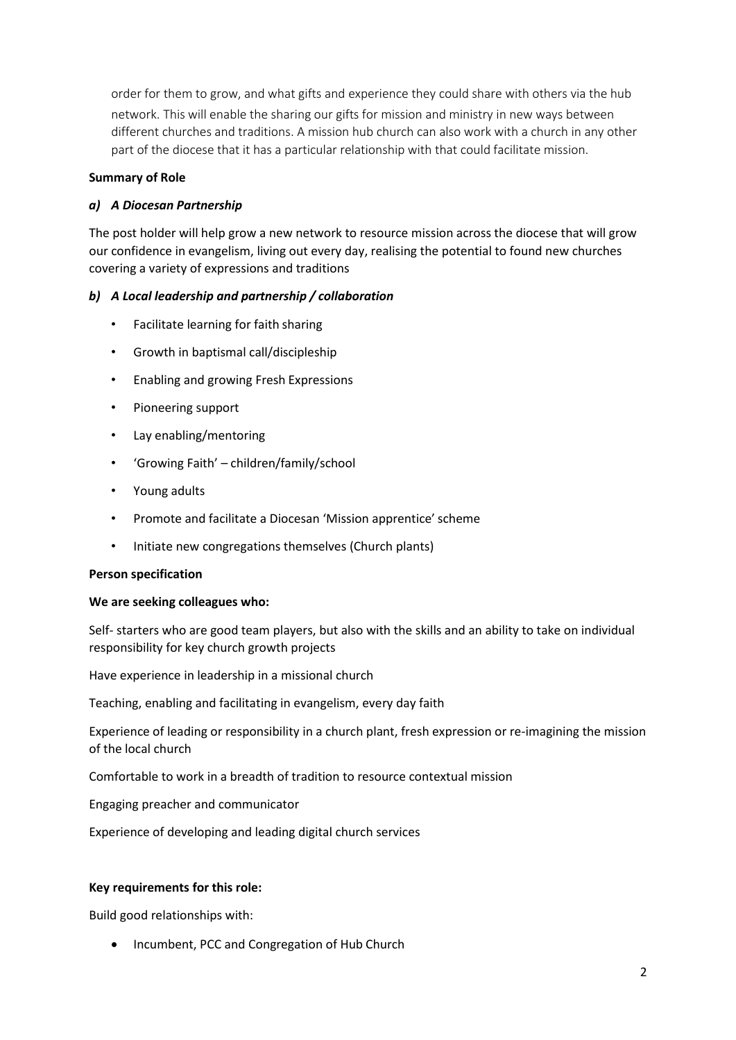order for them to grow, and what gifts and experience they could share with others via the hub network. This will enable the sharing our gifts for mission and ministry in new ways between different churches and traditions. A mission hub church can also work with a church in any other part of the diocese that it has a particular relationship with that could facilitate mission.

**Summary of Role**

***a) A Diocesan Partnership***

The post holder will help grow a new network to resource mission across the diocese that will grow our confidence in evangelism, living out every day, realising the potential to found new churches covering a variety of expressions and traditions

***b) A Local leadership and partnership / collaboration***

- Facilitate learning for faith sharing
- Growth in baptismal call/discipleship
- Enabling and growing Fresh Expressions
- Pioneering support
- Lay enabling/mentoring
- 'Growing Faith' – children/family/school
- Young adults
- Promote and facilitate a Diocesan 'Mission apprentice' scheme
- Initiate new congregations themselves (Church plants)

**Person specification**

**We are seeking colleagues who:**

Self- starters who are good team players, but also with the skills and an ability to take on individual responsibility for key church growth projects

Have experience in leadership in a missional church

Teaching, enabling and facilitating in evangelism, every day faith

Experience of leading or responsibility in a church plant, fresh expression or re-imagining the mission of the local church

Comfortable to work in a breadth of tradition to resource contextual mission

Engaging preacher and communicator

Experience of developing and leading digital church services

**Key requirements for this role:**

Build good relationships with:

- Incumbent, PCC and Congregation of Hub Church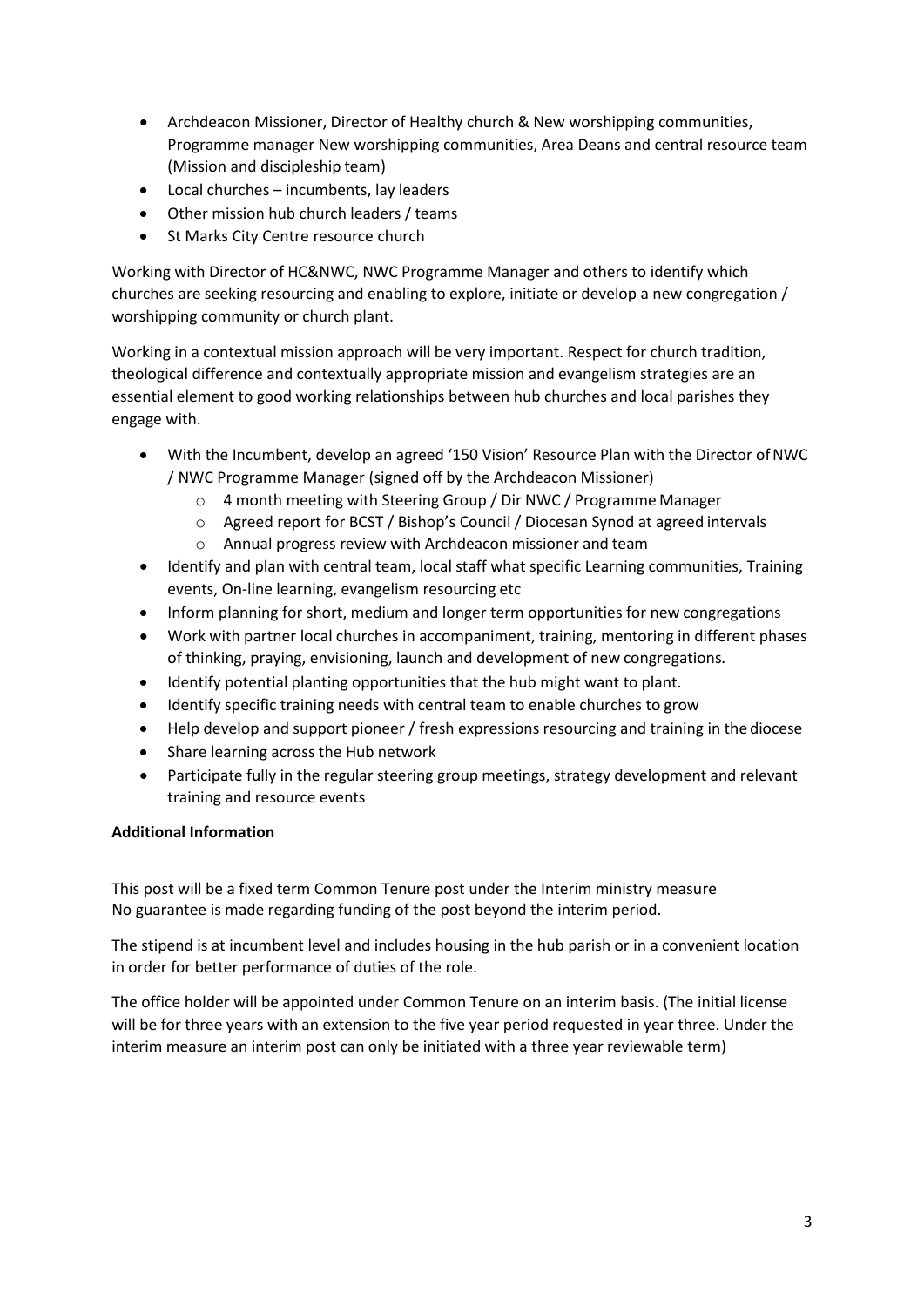- Archdeacon Missioner, Director of Healthy church & New worshipping communities, Programme manager New worshipping communities, Area Deans and central resource team (Mission and discipleship team)
- Local churches – incumbents, lay leaders
- Other mission hub church leaders / teams
- St Marks City Centre resource church

Working with Director of HC&NWC, NWC Programme Manager and others to identify which churches are seeking resourcing and enabling to explore, initiate or develop a new congregation / worshipping community or church plant.

Working in a contextual mission approach will be very important. Respect for church tradition, theological difference and contextually appropriate mission and evangelism strategies are an essential element to good working relationships between hub churches and local parishes they engage with.

- With the Incumbent, develop an agreed '150 Vision' Resource Plan with the Director of NWC / NWC Programme Manager (signed off by the Archdeacon Missioner)
  - 4 month meeting with Steering Group / Dir NWC / Programme Manager
  - Agreed report for BCST / Bishop's Council / Diocesan Synod at agreed intervals
  - Annual progress review with Archdeacon missioner and team
- Identify and plan with central team, local staff what specific Learning communities, Training events, On-line learning, evangelism resourcing etc
- Inform planning for short, medium and longer term opportunities for new congregations
- Work with partner local churches in accompaniment, training, mentoring in different phases of thinking, praying, envisioning, launch and development of new congregations.
- Identify potential planting opportunities that the hub might want to plant.
- Identify specific training needs with central team to enable churches to grow
- Help develop and support pioneer / fresh expressions resourcing and training in the diocese
- Share learning across the Hub network
- Participate fully in the regular steering group meetings, strategy development and relevant training and resource events

**Additional Information**

This post will be a fixed term Common Tenure post under the Interim ministry measure
No guarantee is made regarding funding of the post beyond the interim period.

The stipend is at incumbent level and includes housing in the hub parish or in a convenient location in order for better performance of duties of the role.

The office holder will be appointed under Common Tenure on an interim basis. (The initial license will be for three years with an extension to the five year period requested in year three. Under the interim measure an interim post can only be initiated with a three year reviewable term)